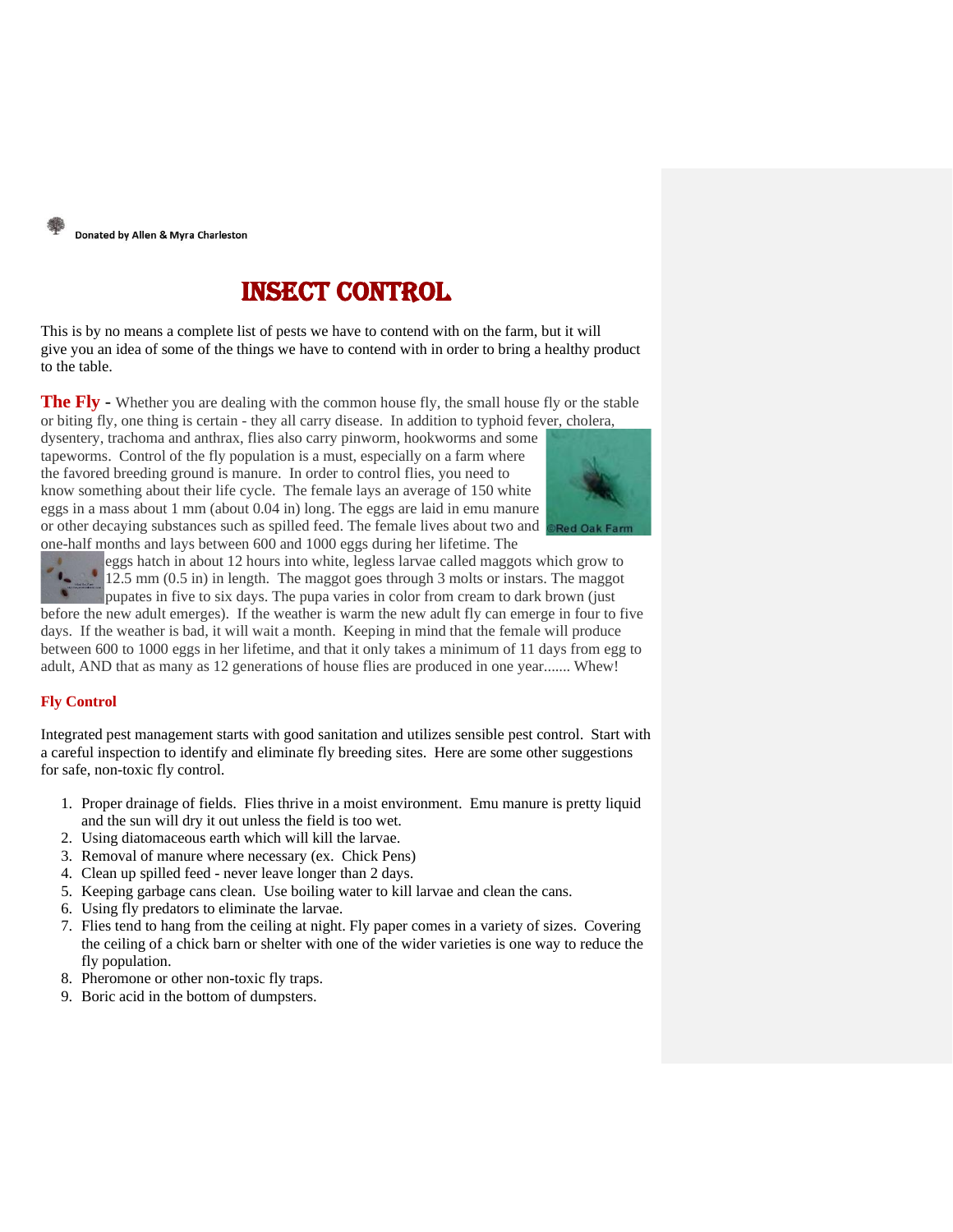Donated by Allen & Myra Charleston

# INSECT CONTROL

This is by no means a complete list of pests we have to contend with on the farm, but it will give you an idea of some of the things we have to contend with in order to bring a healthy product to the table.

**The Fly** - Whether you are dealing with the common house fly, the small house fly or the stable or biting fly, one thing is certain - they all carry disease. In addition to typhoid fever, cholera, dysentery, trachoma and anthrax, flies also carry pinworm, hookworms and some tapeworms. Control of the fly population is a must, especially on a farm where the favored breeding ground is manure. In order to control flies, you need to know something about their life cycle. The female lays an average of 150 white eggs in a mass about 1 mm (about 0.04 in) long. The eggs are laid in emu manure or other decaying substances such as spilled feed. The female lives about two and one-half months and lays between 600 and 1000 eggs during her lifetime. The eggs hatch in about 12 hours into white, legless larvae called maggots which grow to 12.5 mm (0.5 in) in length. The maggot goes through 3 molts or instars. The maggot pupates in five to six days. The pupa varies in color from cream to dark brown (just before the new adult emerges). If the weather is warm the new adult fly can emerge in four to five days. If the weather is bad, it will wait a month. Keeping in mind that the female will produce between 600 to 1000 eggs in her lifetime, and that it only takes a minimum of 11 days from egg to adult, AND that as many as 12 generations of house flies are produced in one year....... Whew!

**Fly Control**

Integrated pest management starts with good sanitation and utilizes sensible pest control. Start with a careful inspection to identify and eliminate fly breeding sites. Here are some other suggestions for safe, non-toxic fly control.

1. Proper drainage of fields. Flies thrive in a moist environment. Emu manure is pretty liquid and the sun will dry it out unless the field is too wet.
2. Using diatomaceous earth which will kill the larvae.
3. Removal of manure where necessary (ex. Chick Pens)
4. Clean up spilled feed - never leave longer than 2 days.
5. Keeping garbage cans clean. Use boiling water to kill larvae and clean the cans.
6. Using fly predators to eliminate the larvae.
7. Flies tend to hang from the ceiling at night. Fly paper comes in a variety of sizes. Covering the ceiling of a chick barn or shelter with one of the wider varieties is one way to reduce the fly population.
8. Pheromone or other non-toxic fly traps.
9. Boric acid in the bottom of dumpsters.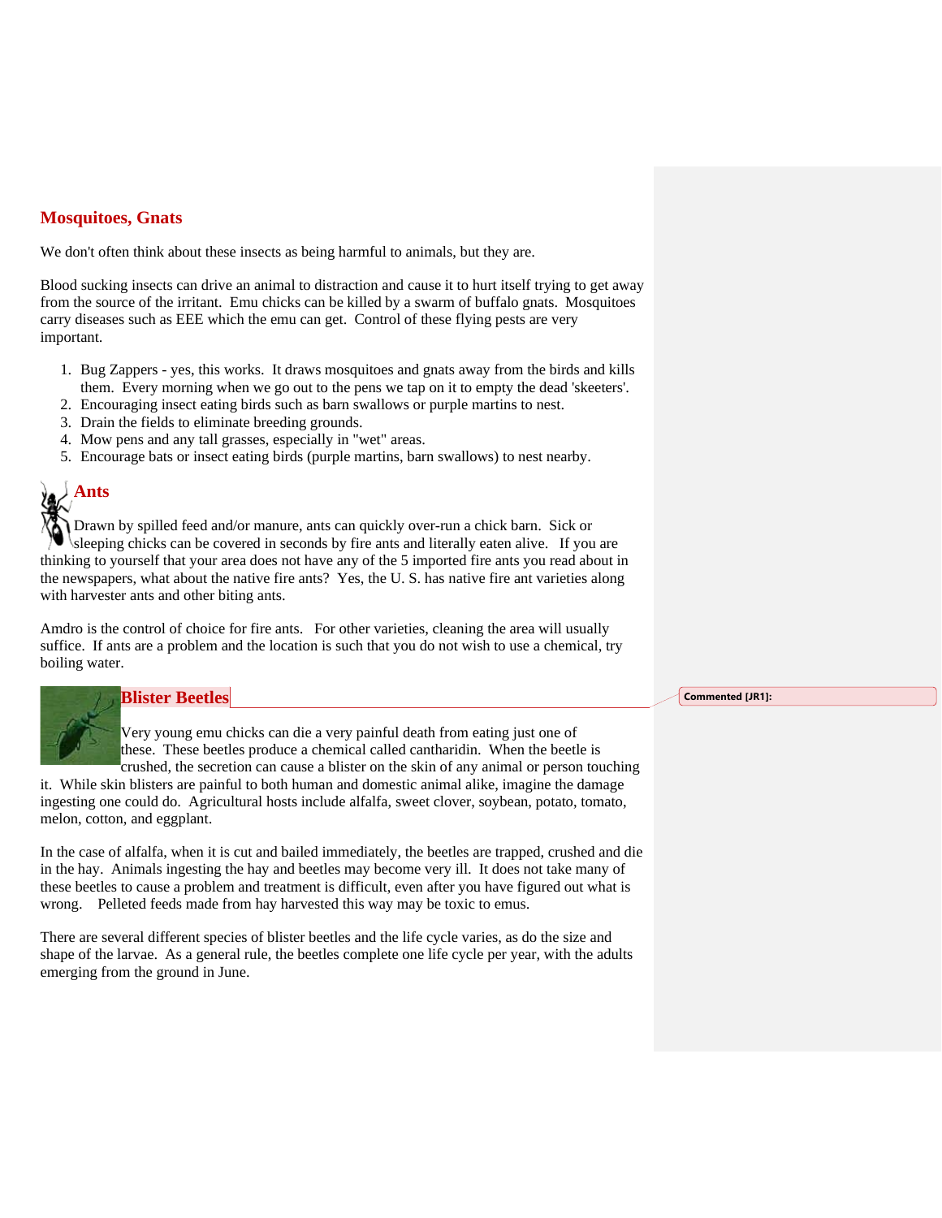## Mosquitoes, Gnats

We don't often think about these insects as being harmful to animals, but they are.

Blood sucking insects can drive an animal to distraction and cause it to hurt itself trying to get away from the source of the irritant. Emu chicks can be killed by a swarm of buffalo gnats. Mosquitoes carry diseases such as EEE which the emu can get. Control of these flying pests are very important.

1. Bug Zappers - yes, this works. It draws mosquitoes and gnats away from the birds and kills them. Every morning when we go out to the pens we tap on it to empty the dead 'skeeters'.
2. Encouraging insect eating birds such as barn swallows or purple martins to nest.
3. Drain the fields to eliminate breeding grounds.
4. Mow pens and any tall grasses, especially in "wet" areas.
5. Encourage bats or insect eating birds (purple martins, barn swallows) to nest nearby.

## Ants

Drawn by spilled feed and/or manure, ants can quickly over-run a chick barn. Sick or sleeping chicks can be covered in seconds by fire ants and literally eaten alive. If you are thinking to yourself that your area does not have any of the 5 imported fire ants you read about in the newspapers, what about the native fire ants? Yes, the U. S. has native fire ant varieties along with harvester ants and other biting ants.

Amdro is the control of choice for fire ants. For other varieties, cleaning the area will usually suffice. If ants are a problem and the location is such that you do not wish to use a chemical, try boiling water.

## Blister Beetles

Commented [JR1]:

Very young emu chicks can die a very painful death from eating just one of these. These beetles produce a chemical called cantharidin. When the beetle is crushed, the secretion can cause a blister on the skin of any animal or person touching it. While skin blisters are painful to both human and domestic animal alike, imagine the damage ingesting one could do. Agricultural hosts include alfalfa, sweet clover, soybean, potato, tomato, melon, cotton, and eggplant.

In the case of alfalfa, when it is cut and bailed immediately, the beetles are trapped, crushed and die in the hay. Animals ingesting the hay and beetles may become very ill. It does not take many of these beetles to cause a problem and treatment is difficult, even after you have figured out what is wrong. Pelleted feeds made from hay harvested this way may be toxic to emus.

There are several different species of blister beetles and the life cycle varies, as do the size and shape of the larvae. As a general rule, the beetles complete one life cycle per year, with the adults emerging from the ground in June.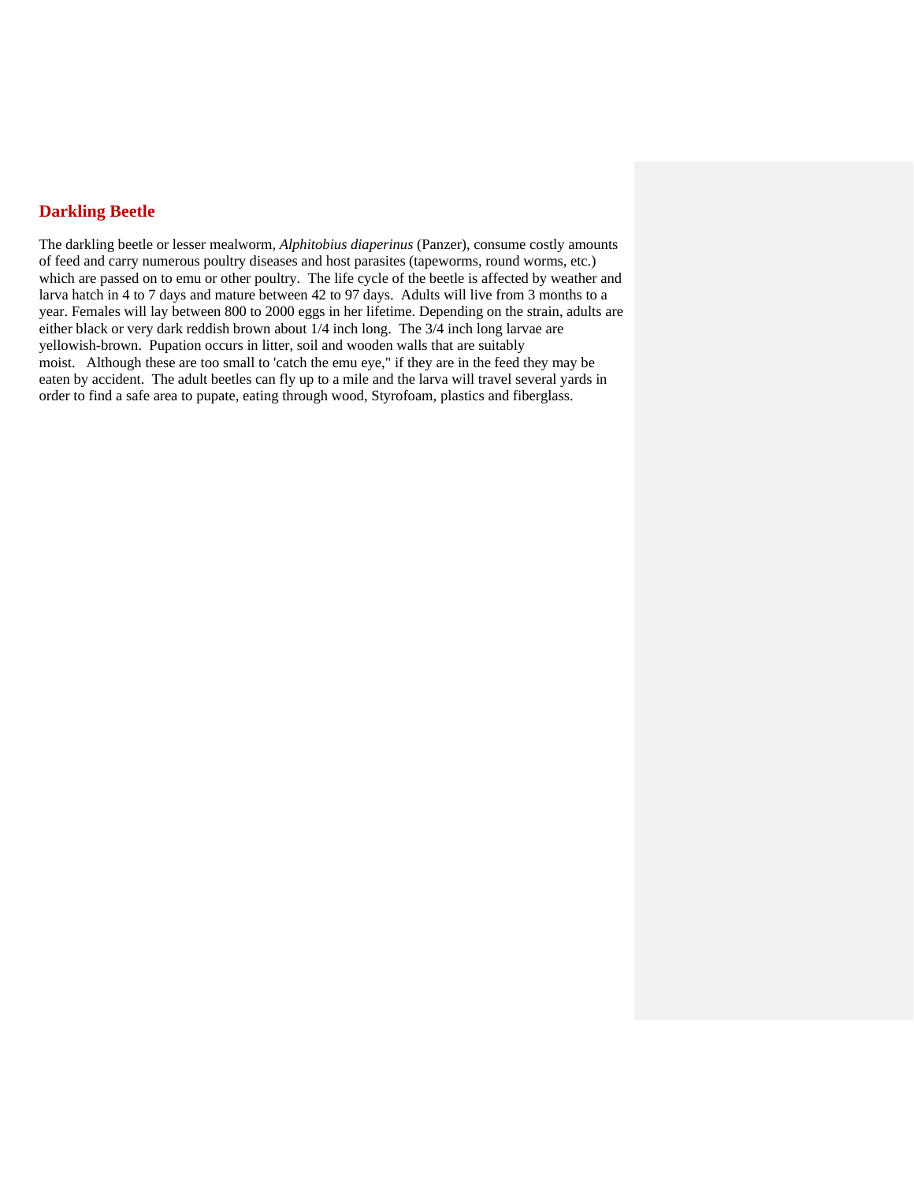## Darkling Beetle

The darkling beetle or lesser mealworm, *Alphitobius diaperinus* (Panzer), consume costly amounts of feed and carry numerous poultry diseases and host parasites (tapeworms, round worms, etc.) which are passed on to emu or other poultry. The life cycle of the beetle is affected by weather and larva hatch in 4 to 7 days and mature between 42 to 97 days. Adults will live from 3 months to a year. Females will lay between 800 to 2000 eggs in her lifetime. Depending on the strain, adults are either black or very dark reddish brown about 1/4 inch long. The 3/4 inch long larvae are yellowish-brown. Pupation occurs in litter, soil and wooden walls that are suitably moist. Although these are too small to 'catch the emu eye," if they are in the feed they may be eaten by accident. The adult beetles can fly up to a mile and the larva will travel several yards in order to find a safe area to pupate, eating through wood, Styrofoam, plastics and fiberglass.